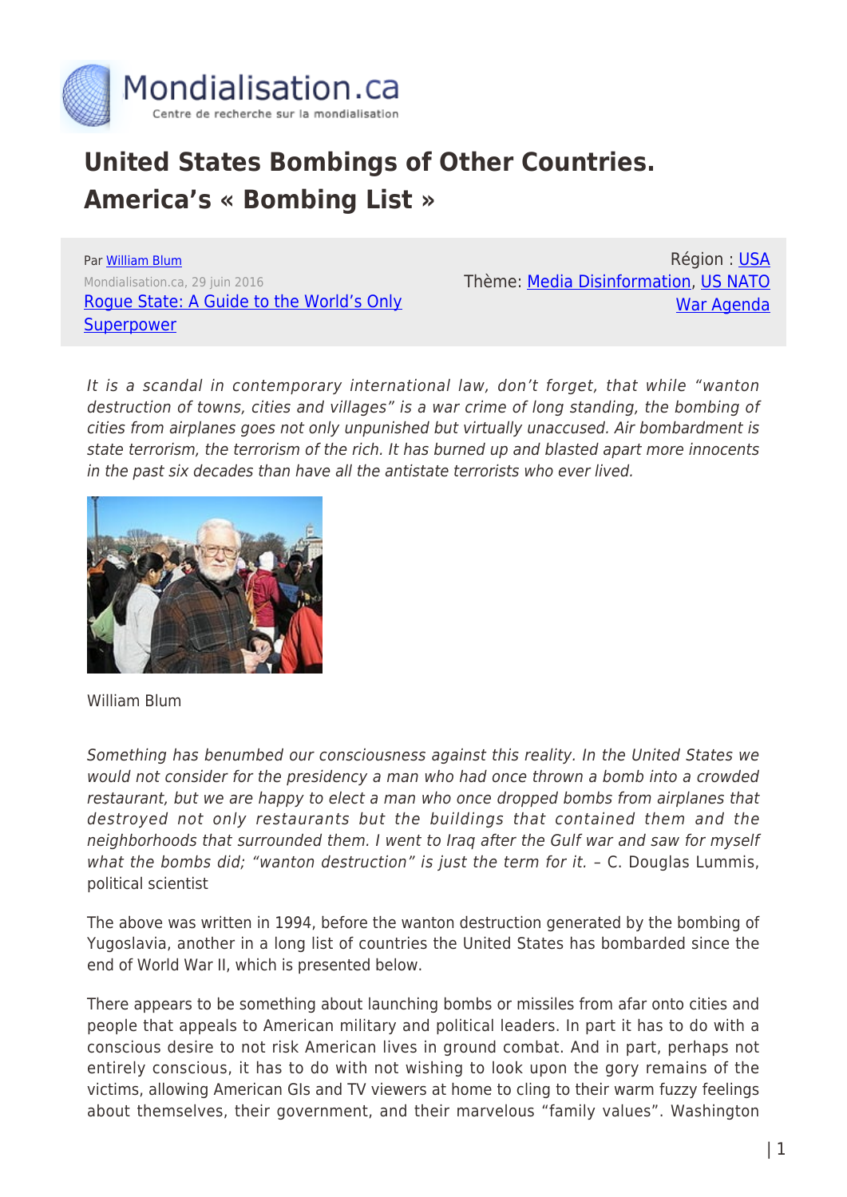# United States Bombings of Other Countries. America's « Bombing List »

Par William Blum

Mondialisation.ca, 29 juin 2016

Rogue State: A Guide to the World's Only Superpower

Région : USA

Thème: Media Disinformation, US NATO War Agenda

*It is a scandal in contemporary international law, don't forget, that while "wanton destruction of towns, cities and villages" is a war crime of long standing, the bombing of cities from airplanes goes not only unpunished but virtually unaccused. Air bombardment is state terrorism, the terrorism of the rich. It has burned up and blasted apart more innocents in the past six decades than have all the antistate terrorists who ever lived.*

William Blum

*Something has benumbed our consciousness against this reality. In the United States we would not consider for the presidency a man who had once thrown a bomb into a crowded restaurant, but we are happy to elect a man who once dropped bombs from airplanes that destroyed not only restaurants but the buildings that contained them and the neighborhoods that surrounded them. I went to Iraq after the Gulf war and saw for myself what the bombs did; "wanton destruction" is just the term for it.* – C. Douglas Lummis, political scientist

The above was written in 1994, before the wanton destruction generated by the bombing of Yugoslavia, another in a long list of countries the United States has bombarded since the end of World War II, which is presented below.

There appears to be something about launching bombs or missiles from afar onto cities and people that appeals to American military and political leaders. In part it has to do with a conscious desire to not risk American lives in ground combat. And in part, perhaps not entirely conscious, it has to do with not wishing to look upon the gory remains of the victims, allowing American GIs and TV viewers at home to cling to their warm fuzzy feelings about themselves, their government, and their marvelous "family values". Washington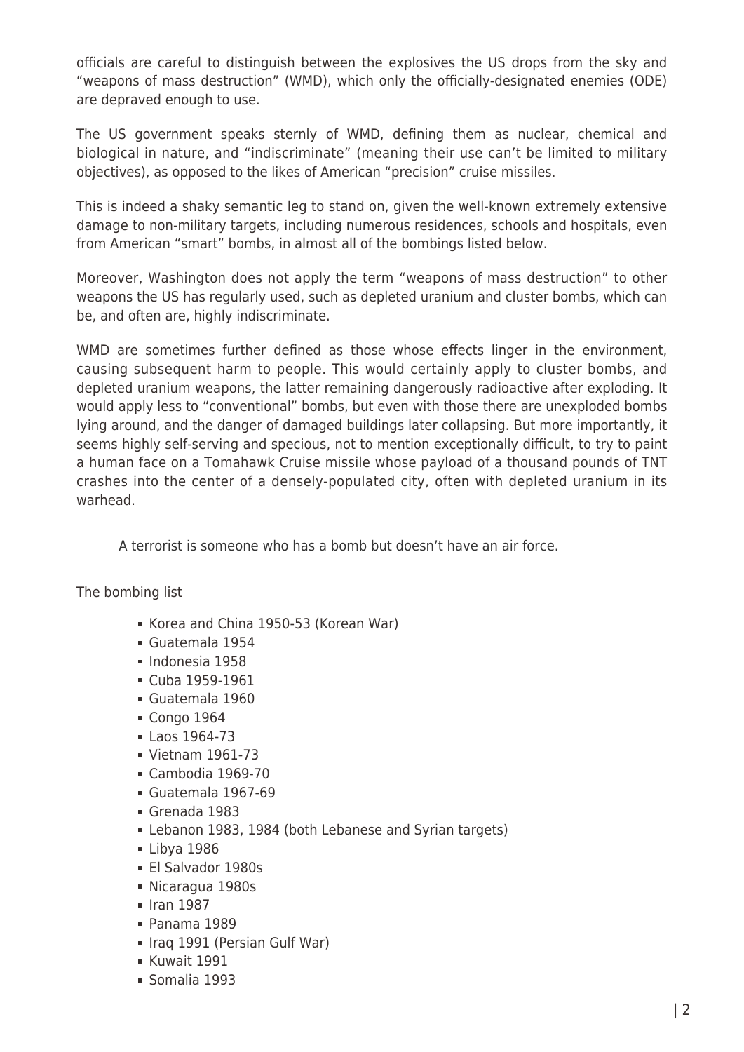officials are careful to distinguish between the explosives the US drops from the sky and "weapons of mass destruction" (WMD), which only the officially-designated enemies (ODE) are depraved enough to use.

The US government speaks sternly of WMD, defining them as nuclear, chemical and biological in nature, and "indiscriminate" (meaning their use can't be limited to military objectives), as opposed to the likes of American "precision" cruise missiles.

This is indeed a shaky semantic leg to stand on, given the well-known extremely extensive damage to non-military targets, including numerous residences, schools and hospitals, even from American "smart" bombs, in almost all of the bombings listed below.

Moreover, Washington does not apply the term "weapons of mass destruction" to other weapons the US has regularly used, such as depleted uranium and cluster bombs, which can be, and often are, highly indiscriminate.

WMD are sometimes further defined as those whose effects linger in the environment, causing subsequent harm to people. This would certainly apply to cluster bombs, and depleted uranium weapons, the latter remaining dangerously radioactive after exploding. It would apply less to "conventional" bombs, but even with those there are unexploded bombs lying around, and the danger of damaged buildings later collapsing. But more importantly, it seems highly self-serving and specious, not to mention exceptionally difficult, to try to paint a human face on a Tomahawk Cruise missile whose payload of a thousand pounds of TNT crashes into the center of a densely-populated city, often with depleted uranium in its warhead.

> A terrorist is someone who has a bomb but doesn't have an air force.

The bombing list

- Korea and China 1950-53 (Korean War)
- Guatemala 1954
- Indonesia 1958
- Cuba 1959-1961
- Guatemala 1960
- Congo 1964
- Laos 1964-73
- Vietnam 1961-73
- Cambodia 1969-70
- Guatemala 1967-69
- Grenada 1983
- Lebanon 1983, 1984 (both Lebanese and Syrian targets)
- Libya 1986
- El Salvador 1980s
- Nicaragua 1980s
- Iran 1987
- Panama 1989
- Iraq 1991 (Persian Gulf War)
- Kuwait 1991
- Somalia 1993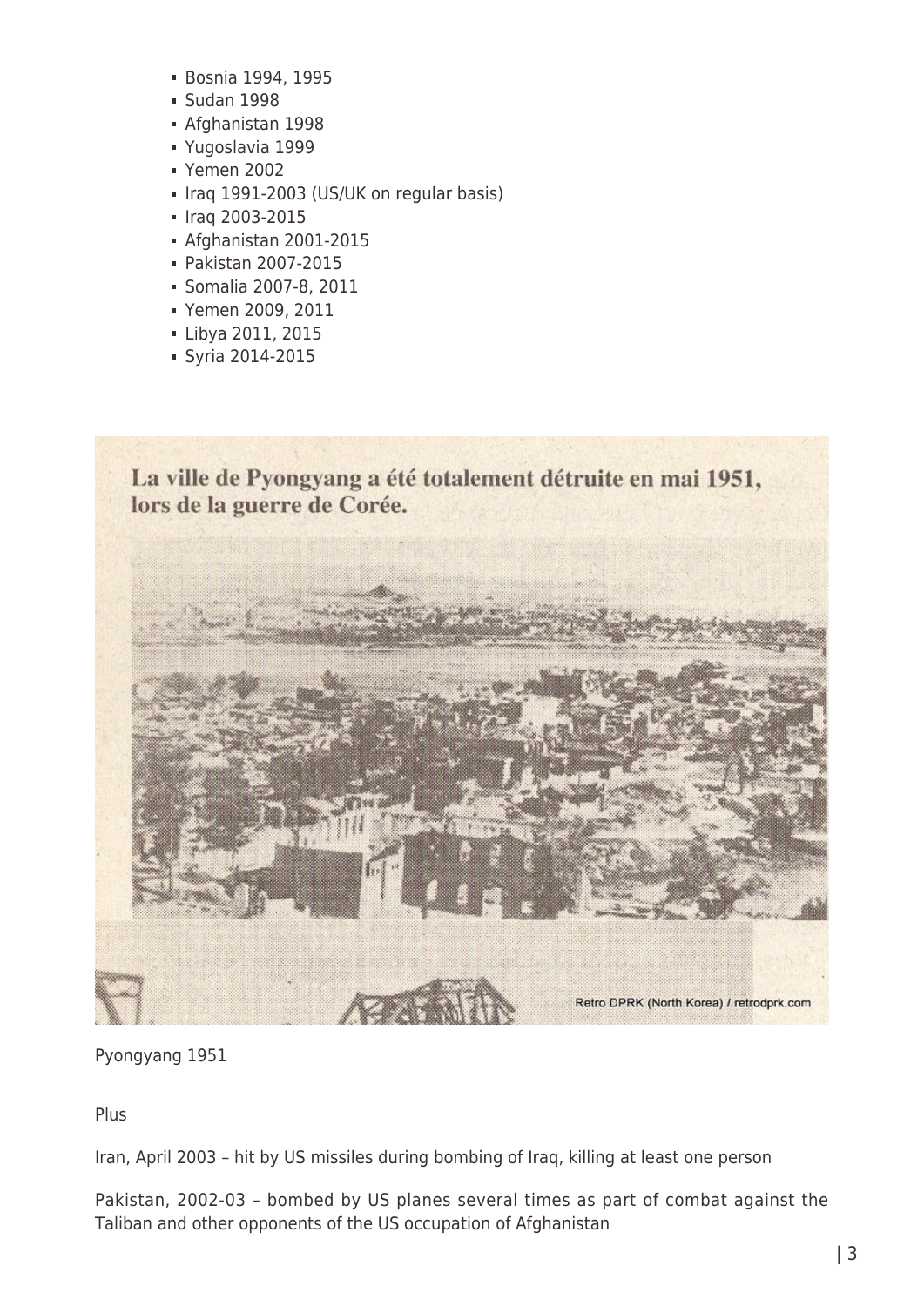- Bosnia 1994, 1995
- Sudan 1998
- Afghanistan 1998
- Yugoslavia 1999
- Yemen 2002
- Iraq 1991-2003 (US/UK on regular basis)
- Iraq 2003-2015
- Afghanistan 2001-2015
- Pakistan 2007-2015
- Somalia 2007-8, 2011
- Yemen 2009, 2011
- Libya 2011, 2015
- Syria 2014-2015

La ville de Pyongyang a été totalement détruite en mai 1951, lors de la guerre de Corée.

Retro DPRK (North Korea) / retrodprk.com

Pyongyang 1951

Plus

Iran, April 2003 – hit by US missiles during bombing of Iraq, killing at least one person

Pakistan, 2002-03 – bombed by US planes several times as part of combat against the Taliban and other opponents of the US occupation of Afghanistan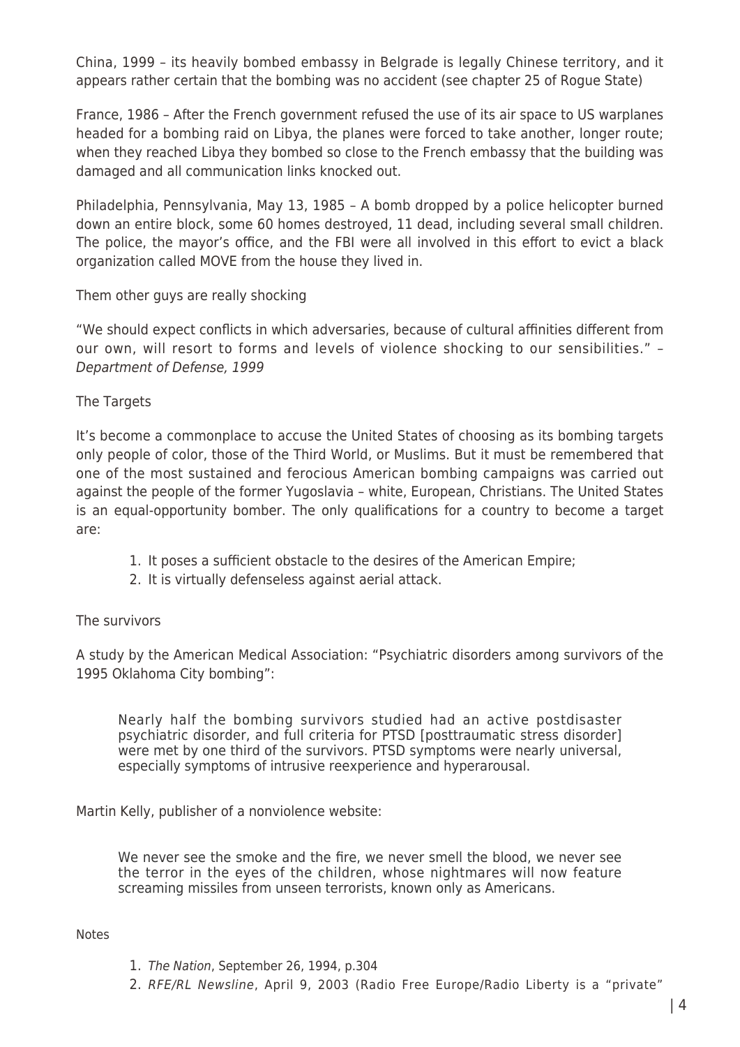China, 1999 – its heavily bombed embassy in Belgrade is legally Chinese territory, and it appears rather certain that the bombing was no accident (see chapter 25 of Rogue State)

France, 1986 – After the French government refused the use of its air space to US warplanes headed for a bombing raid on Libya, the planes were forced to take another, longer route; when they reached Libya they bombed so close to the French embassy that the building was damaged and all communication links knocked out.

Philadelphia, Pennsylvania, May 13, 1985 – A bomb dropped by a police helicopter burned down an entire block, some 60 homes destroyed, 11 dead, including several small children. The police, the mayor's office, and the FBI were all involved in this effort to evict a black organization called MOVE from the house they lived in.

## Them other guys are really shocking

"We should expect conflicts in which adversaries, because of cultural affinities different from our own, will resort to forms and levels of violence shocking to our sensibilities." – *Department of Defense, 1999*

## The Targets

It's become a commonplace to accuse the United States of choosing as its bombing targets only people of color, those of the Third World, or Muslims. But it must be remembered that one of the most sustained and ferocious American bombing campaigns was carried out against the people of the former Yugoslavia – white, European, Christians. The United States is an equal-opportunity bomber. The only qualifications for a country to become a target are:

1. It poses a sufficient obstacle to the desires of the American Empire;
2. It is virtually defenseless against aerial attack.

## The survivors

A study by the American Medical Association: "Psychiatric disorders among survivors of the 1995 Oklahoma City bombing":

> Nearly half the bombing survivors studied had an active postdisaster psychiatric disorder, and full criteria for PTSD [posttraumatic stress disorder] were met by one third of the survivors. PTSD symptoms were nearly universal, especially symptoms of intrusive reexperience and hyperarousal.

Martin Kelly, publisher of a nonviolence website:

> We never see the smoke and the fire, we never smell the blood, we never see the terror in the eyes of the children, whose nightmares will now feature screaming missiles from unseen terrorists, known only as Americans.

## Notes

1. *The Nation*, September 26, 1994, p.304
2. *RFE/RL Newsline*, April 9, 2003 (Radio Free Europe/Radio Liberty is a "private"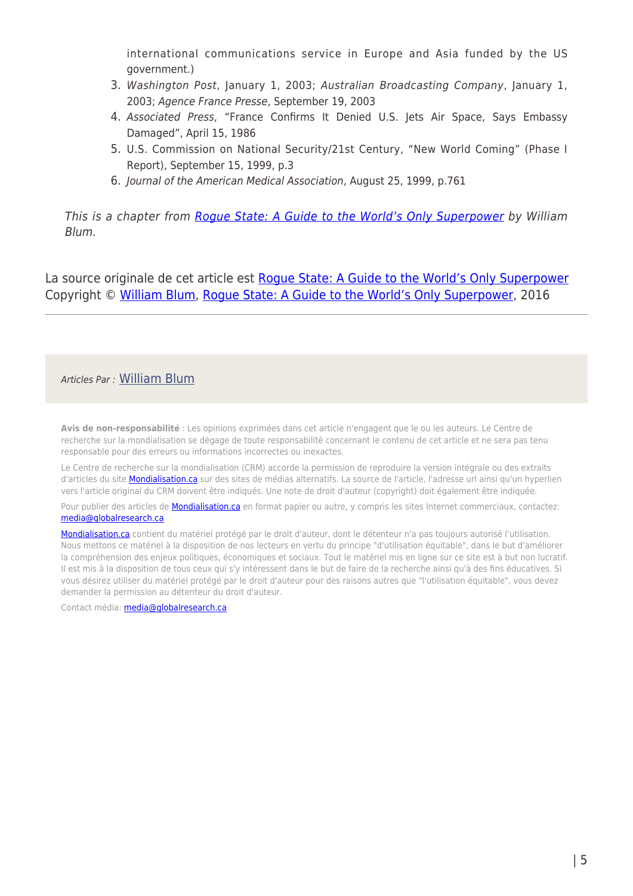international communications service in Europe and Asia funded by the US government.)

3. *Washington Post*, January 1, 2003; *Australian Broadcasting Company*, January 1, 2003; *Agence France Presse*, September 19, 2003
4. *Associated Press*, "France Confirms It Denied U.S. Jets Air Space, Says Embassy Damaged", April 15, 1986
5. U.S. Commission on National Security/21st Century, "New World Coming" (Phase I Report), September 15, 1999, p.3
6. *Journal of the American Medical Association*, August 25, 1999, p.761

*This is a chapter from Rogue State: A Guide to the World's Only Superpower by William Blum.*

La source originale de cet article est Rogue State: A Guide to the World's Only Superpower
Copyright © William Blum, Rogue State: A Guide to the World's Only Superpower, 2016

---

*Articles Par :* William Blum

**Avis de non-responsabilité** : Les opinions exprimées dans cet article n'engagent que le ou les auteurs. Le Centre de recherche sur la mondialisation se dégage de toute responsabilité concernant le contenu de cet article et ne sera pas tenu responsable pour des erreurs ou informations incorrectes ou inexactes.

Le Centre de recherche sur la mondialisation (CRM) accorde la permission de reproduire la version intégrale ou des extraits d'articles du site Mondialisation.ca sur des sites de médias alternatifs. La source de l'article, l'adresse url ainsi qu'un hyperlien vers l'article original du CRM doivent être indiqués. Une note de droit d'auteur (copyright) doit également être indiquée.

Pour publier des articles de Mondialisation.ca en format papier ou autre, y compris les sites Internet commerciaux, contactez: media@globalresearch.ca

Mondialisation.ca contient du matériel protégé par le droit d'auteur, dont le détenteur n'a pas toujours autorisé l'utilisation. Nous mettons ce matériel à la disposition de nos lecteurs en vertu du principe "d'utilisation équitable", dans le but d'améliorer la compréhension des enjeux politiques, économiques et sociaux. Tout le matériel mis en ligne sur ce site est à but non lucratif. Il est mis à la disposition de tous ceux qui s'y intéressent dans le but de faire de la recherche ainsi qu'à des fins éducatives. Si vous désirez utiliser du matériel protégé par le droit d'auteur pour des raisons autres que "l'utilisation équitable", vous devez demander la permission au détenteur du droit d'auteur.

Contact média: media@globalresearch.ca